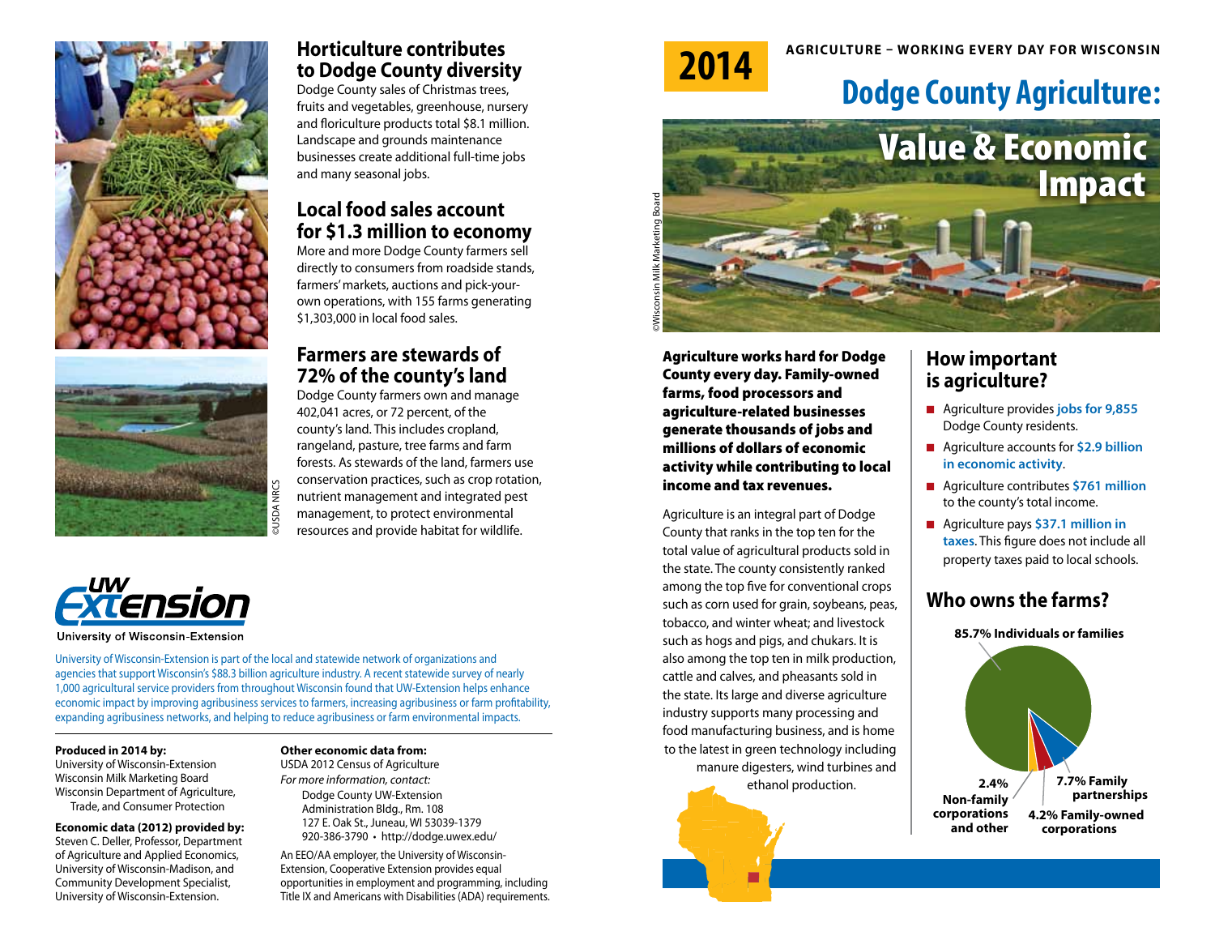## Horticulture contributes to Dodge County diversity

Dodge County sales of Christmas trees, fruits and vegetables, greenhouse, nursery and floriculture products total $8.1 million. Landscape and grounds maintenance businesses create additional full-time jobs and many seasonal jobs.

## Local food sales account for $1.3 million to economy

More and more Dodge County farmers sell directly to consumers from roadside stands, farmers' markets, auctions and pick-your-own operations, with 155 farms generating $1,303,000 in local food sales.

## Farmers are stewards of 72% of the county's land

Dodge County farmers own and manage 402,041 acres, or 72 percent, of the county's land. This includes cropland, rangeland, pasture, tree farms and farm forests. As stewards of the land, farmers use conservation practices, such as crop rotation, nutrient management and integrated pest management, to protect environmental resources and provide habitat for wildlife.

©USDA NRCS

UW Extension
University of Wisconsin-Extension

University of Wisconsin-Extension is part of the local and statewide network of organizations and agencies that support Wisconsin's $88.3 billion agriculture industry. A recent statewide survey of nearly 1,000 agricultural service providers from throughout Wisconsin found that UW-Extension helps enhance economic impact by improving agribusiness services to farmers, increasing agribusiness or farm profitability, expanding agribusiness networks, and helping to reduce agribusiness or farm environmental impacts.

**Produced in 2014 by:**
University of Wisconsin-Extension
Wisconsin Milk Marketing Board
Wisconsin Department of Agriculture, Trade, and Consumer Protection

**Economic data (2012) provided by:**
Steven C. Deller, Professor, Department of Agricultural and Applied Economics, University of Wisconsin-Madison, and Community Development Specialist, University of Wisconsin-Extension.

**Other economic data from:**
USDA 2012 Census of Agriculture

*For more information, contact:*
Dodge County UW-Extension
Administration Bldg., Rm. 108
127 E. Oak St., Juneau, WI 53039-1379
920-386-3790 • http://dodge.uwex.edu/

An EEO/AA employer, the University of Wisconsin-Extension, Cooperative Extension provides equal opportunities in employment and programming, including Title IX and Americans with Disabilities (ADA) requirements.

2014

AGRICULTURE – WORKING EVERY DAY FOR WISCONSIN

# Dodge County Agriculture: Value & Economic Impact

©Wisconsin Milk Marketing Board

**Agriculture works hard for Dodge County every day. Family-owned farms, food processors and agriculture-related businesses generate thousands of jobs and millions of dollars of economic activity while contributing to local income and tax revenues.**

Agriculture is an integral part of Dodge County that ranks in the top ten for the total value of agricultural products sold in the state. The county consistently ranked among the top five for conventional crops such as corn used for grain, soybeans, peas, tobacco, and winter wheat; and livestock such as hogs and pigs, and chukars. It is also among the top ten in milk production, cattle and calves, and pheasants sold in the state. Its large and diverse agriculture industry supports many processing and food manufacturing business, and is home to the latest in green technology including manure digesters, wind turbines and ethanol production.

## How important is agriculture?

- Agriculture provides **jobs for 9,855** Dodge County residents.
- Agriculture accounts for **$2.9 billion in economic activity**.
- Agriculture contributes **$761 million** to the county's total income.
- Agriculture pays **$37.1 million in taxes.** This figure does not include all property taxes paid to local schools.

## Who owns the farms?

- 85.7% Individuals or families
- 7.7% Family partnerships
- 4.2% Family-owned corporations
- 2.4% Non-family corporations and other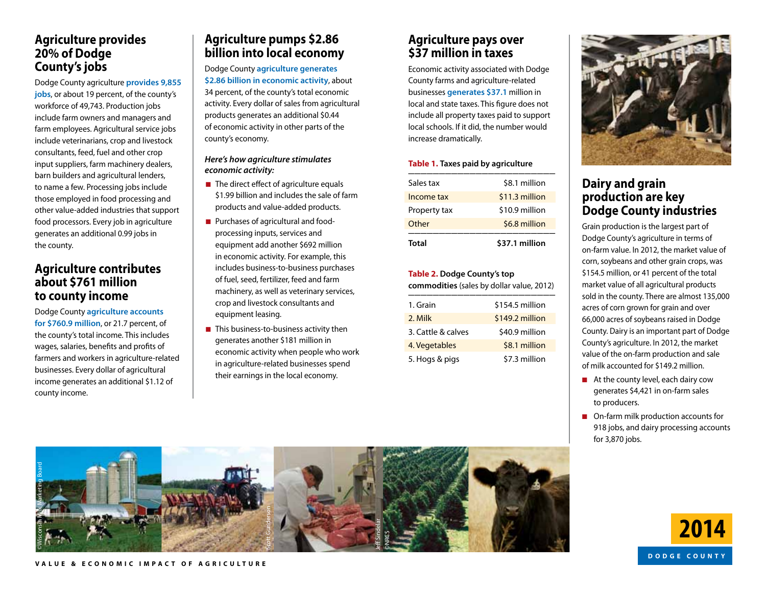## Agriculture provides 20% of Dodge County's jobs

Dodge County agriculture **provides 9,855 jobs**, or about 19 percent, of the county's workforce of 49,743. Production jobs include farm owners and managers and farm employees. Agricultural service jobs include veterinarians, crop and livestock consultants, feed, fuel and other crop input suppliers, farm machinery dealers, barn builders and agricultural lenders, to name a few. Processing jobs include those employed in food processing and other value-added industries that support food processors. Every job in agriculture generates an additional 0.99 jobs in the county.

## Agriculture contributes about $761 million to county income

Dodge County **agriculture accounts for $760.9 million**, or 21.7 percent, of the county's total income. This includes wages, salaries, benefits and profits of farmers and workers in agriculture-related businesses. Every dollar of agricultural income generates an additional $1.12 of county income.

## Agriculture pumps $2.86 billion into local economy

Dodge County **agriculture generates $2.86 billion in economic activity**, about 34 percent, of the county's total economic activity. Every dollar of sales from agricultural products generates an additional $0.44 of economic activity in other parts of the county's economy.

***Here's how agriculture stimulates economic activity:***

- The direct effect of agriculture equals $1.99 billion and includes the sale of farm products and value-added products.
- Purchases of agricultural and food-processing inputs, services and equipment add another $692 million in economic activity. For example, this includes business-to-business purchases of fuel, seed, fertilizer, feed and farm machinery, as well as veterinary services, crop and livestock consultants and equipment leasing.
- This business-to-business activity then generates another $181 million in economic activity when people who work in agriculture-related businesses spend their earnings in the local economy.

## Agriculture pays over $37 million in taxes

Economic activity associated with Dodge County farms and agriculture-related businesses **generates $37.1** million in local and state taxes. This figure does not include all property taxes paid to support local schools. If it did, the number would increase dramatically.

**Table 1.** Taxes paid by agriculture

| | |
|---|---|
| Sales tax | $8.1 million |
| Income tax | $11.3 million |
| Property tax | $10.9 million |
| Other | $6.8 million |
| **Total** | **$37.1 million** |

**Table 2. Dodge County's top commodities** (sales by dollar value, 2012)

| | |
|---|---|
| 1. Grain | $154.5 million |
| 2. Milk | $149.2 million |
| 3. Cattle & calves | $40.9 million |
| 4. Vegetables | $8.1 million |
| 5. Hogs & pigs | $7.3 million |

## Dairy and grain production are key Dodge County industries

Grain production is the largest part of Dodge County's agriculture in terms of on-farm value. In 2012, the market value of corn, soybeans and other grain crops, was $154.5 million, or 41 percent of the total market value of all agricultural products sold in the county. There are almost 135,000 acres of corn grown for grain and over 66,000 acres of soybeans raised in Dodge County. Dairy is an important part of Dodge County's agriculture. In 2012, the market value of the on-farm production and sale of milk accounted for $149.2 million.

- At the county level, each dairy cow generates $4,421 in on-farm sales to producers.
- On-farm milk production accounts for 918 jobs, and dairy processing accounts for 3,870 jobs.

©Wisconsin Milk Marketing Board Scott Gunderson Jeff Sindelar ©NRCS

VALUE & ECONOMIC IMPACT OF AGRICULTURE

2014

DODGE COUNTY